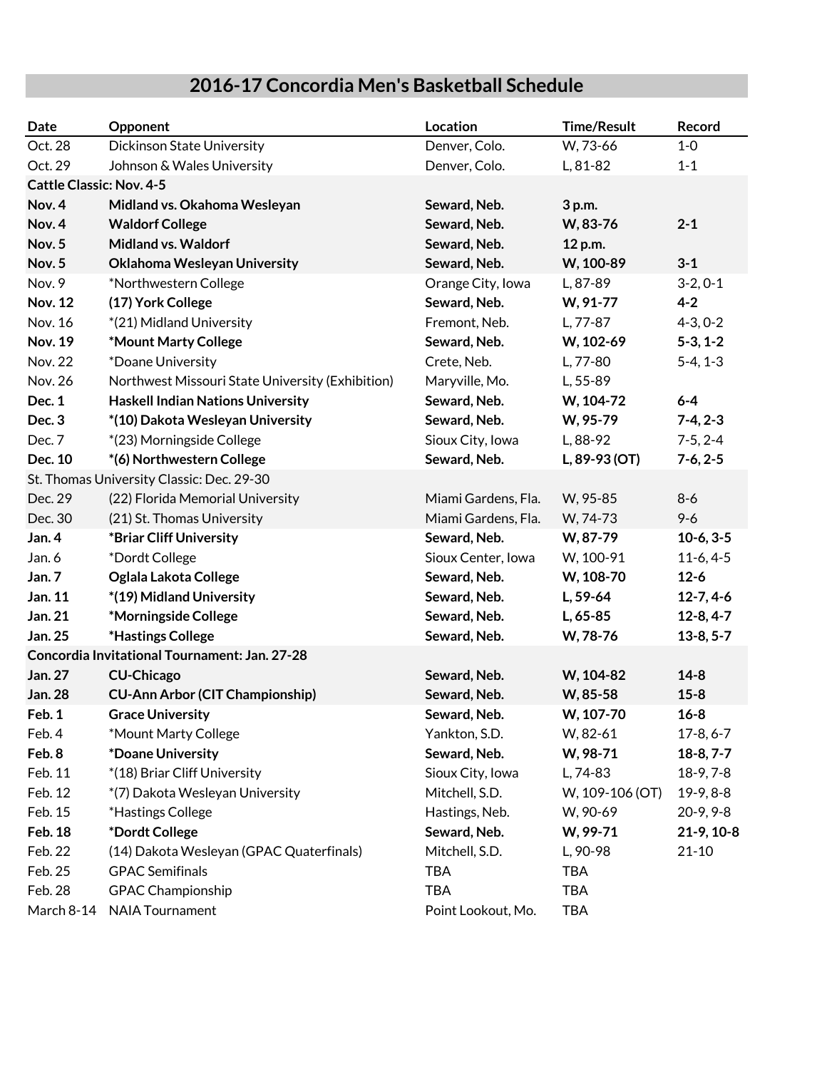# 2016-17 Concordia Men's Basketball Schedule

| Date | Opponent | Location | Time/Result | Record |
|---|---|---|---|---|
| Oct. 28 | Dickinson State University | Denver, Colo. | W, 73-66 | 1-0 |
| Oct. 29 | Johnson & Wales University | Denver, Colo. | L, 81-82 | 1-1 |
| **Cattle Classic: Nov. 4-5** | | | | |
| **Nov. 4** | **Midland vs. Okahoma Wesleyan** | **Seward, Neb.** | **3 p.m.** | |
| **Nov. 4** | **Waldorf College** | **Seward, Neb.** | **W, 83-76** | **2-1** |
| **Nov. 5** | **Midland vs. Waldorf** | **Seward, Neb.** | **12 p.m.** | |
| **Nov. 5** | **Oklahoma Wesleyan University** | **Seward, Neb.** | **W, 100-89** | **3-1** |
| Nov. 9 | *Northwestern College | Orange City, Iowa | L, 87-89 | 3-2, 0-1 |
| **Nov. 12** | **(17) York College** | **Seward, Neb.** | **W, 91-77** | **4-2** |
| Nov. 16 | *(21) Midland University | Fremont, Neb. | L, 77-87 | 4-3, 0-2 |
| **Nov. 19** | ***Mount Marty College** | **Seward, Neb.** | **W, 102-69** | **5-3, 1-2** |
| Nov. 22 | *Doane University | Crete, Neb. | L, 77-80 | 5-4, 1-3 |
| Nov. 26 | Northwest Missouri State University (Exhibition) | Maryville, Mo. | L, 55-89 | |
| **Dec. 1** | **Haskell Indian Nations University** | **Seward, Neb.** | **W, 104-72** | **6-4** |
| **Dec. 3** | ***(10) Dakota Wesleyan University** | **Seward, Neb.** | **W, 95-79** | **7-4, 2-3** |
| Dec. 7 | *(23) Morningside College | Sioux City, Iowa | L, 88-92 | 7-5, 2-4 |
| **Dec. 10** | ***(6) Northwestern College** | **Seward, Neb.** | **L, 89-93 (OT)** | **7-6, 2-5** |
| St. Thomas University Classic: Dec. 29-30 | | | | |
| Dec. 29 | (22) Florida Memorial University | Miami Gardens, Fla. | W, 95-85 | 8-6 |
| Dec. 30 | (21) St. Thomas University | Miami Gardens, Fla. | W, 74-73 | 9-6 |
| **Jan. 4** | ***Briar Cliff University** | **Seward, Neb.** | **W, 87-79** | **10-6, 3-5** |
| Jan. 6 | *Dordt College | Sioux Center, Iowa | W, 100-91 | 11-6, 4-5 |
| **Jan. 7** | **Oglala Lakota College** | **Seward, Neb.** | **W, 108-70** | **12-6** |
| **Jan. 11** | ***(19) Midland University** | **Seward, Neb.** | **L, 59-64** | **12-7, 4-6** |
| **Jan. 21** | ***Morningside College** | **Seward, Neb.** | **L, 65-85** | **12-8, 4-7** |
| **Jan. 25** | ***Hastings College** | **Seward, Neb.** | **W, 78-76** | **13-8, 5-7** |
| **Concordia Invitational Tournament: Jan. 27-28** | | | | |
| **Jan. 27** | **CU-Chicago** | **Seward, Neb.** | **W, 104-82** | **14-8** |
| **Jan. 28** | **CU-Ann Arbor (CIT Championship)** | **Seward, Neb.** | **W, 85-58** | **15-8** |
| **Feb. 1** | **Grace University** | **Seward, Neb.** | **W, 107-70** | **16-8** |
| Feb. 4 | *Mount Marty College | Yankton, S.D. | W, 82-61 | 17-8, 6-7 |
| **Feb. 8** | ***Doane University** | **Seward, Neb.** | **W, 98-71** | **18-8, 7-7** |
| Feb. 11 | *(18) Briar Cliff University | Sioux City, Iowa | L, 74-83 | 18-9, 7-8 |
| Feb. 12 | *(7) Dakota Wesleyan University | Mitchell, S.D. | W, 109-106 (OT) | 19-9, 8-8 |
| Feb. 15 | *Hastings College | Hastings, Neb. | W, 90-69 | 20-9, 9-8 |
| **Feb. 18** | ***Dordt College** | **Seward, Neb.** | **W, 99-71** | **21-9, 10-8** |
| Feb. 22 | (14) Dakota Wesleyan (GPAC Quaterfinals) | Mitchell, S.D. | L, 90-98 | 21-10 |
| Feb. 25 | GPAC Semifinals | TBA | TBA | |
| Feb. 28 | GPAC Championship | TBA | TBA | |
| March 8-14 | NAIA Tournament | Point Lookout, Mo. | TBA | |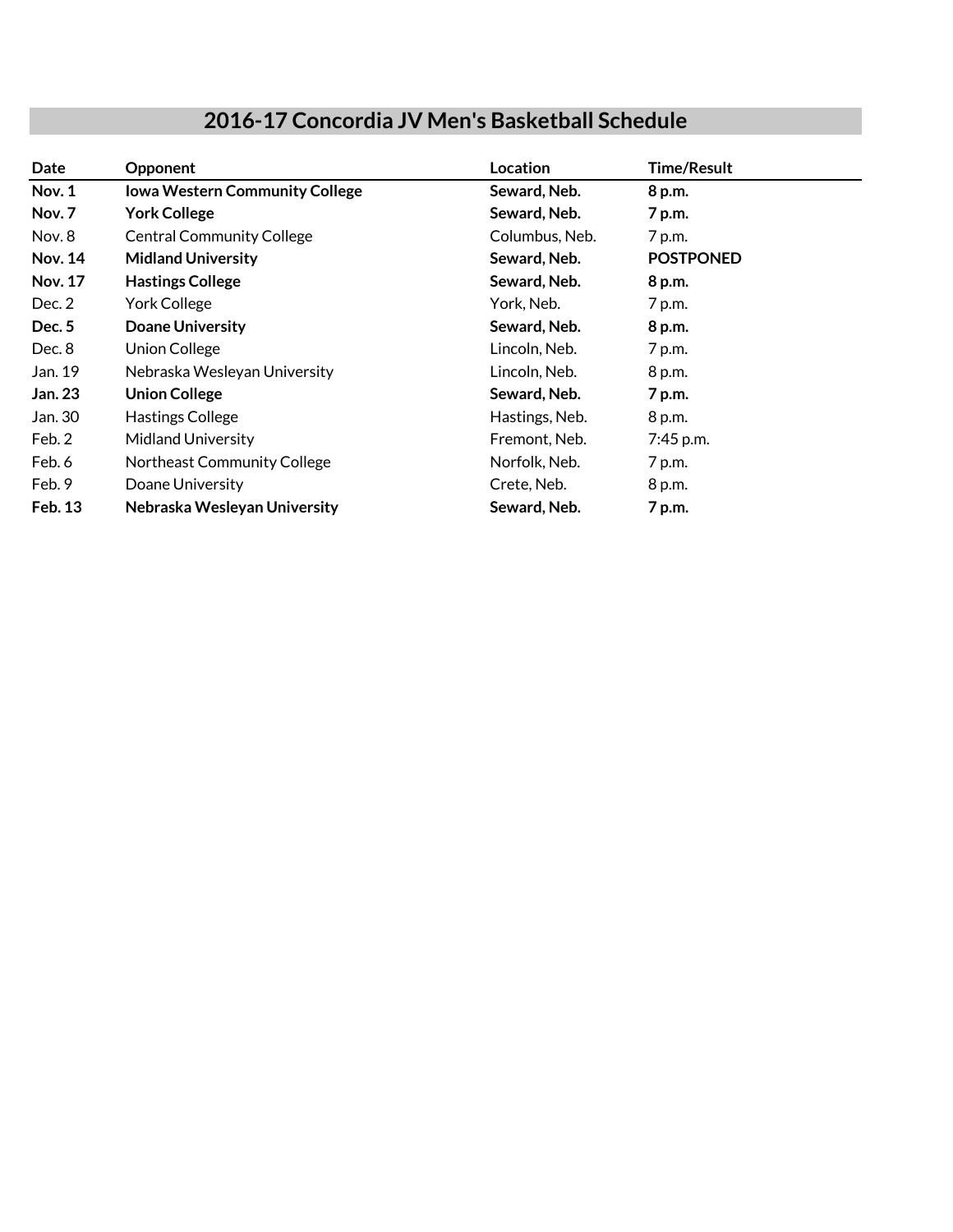# 2016-17 Concordia JV Men's Basketball Schedule

| Date | Opponent | Location | Time/Result |
|---|---|---|---|
| **Nov. 1** | **Iowa Western Community College** | **Seward, Neb.** | **8 p.m.** |
| **Nov. 7** | **York College** | **Seward, Neb.** | **7 p.m.** |
| Nov. 8 | Central Community College | Columbus, Neb. | 7 p.m. |
| **Nov. 14** | **Midland University** | **Seward, Neb.** | **POSTPONED** |
| **Nov. 17** | **Hastings College** | **Seward, Neb.** | **8 p.m.** |
| Dec. 2 | York College | York, Neb. | 7 p.m. |
| **Dec. 5** | **Doane University** | **Seward, Neb.** | **8 p.m.** |
| Dec. 8 | Union College | Lincoln, Neb. | 7 p.m. |
| Jan. 19 | Nebraska Wesleyan University | Lincoln, Neb. | 8 p.m. |
| **Jan. 23** | **Union College** | **Seward, Neb.** | **7 p.m.** |
| Jan. 30 | Hastings College | Hastings, Neb. | 8 p.m. |
| Feb. 2 | Midland University | Fremont, Neb. | 7:45 p.m. |
| Feb. 6 | Northeast Community College | Norfolk, Neb. | 7 p.m. |
| Feb. 9 | Doane University | Crete, Neb. | 8 p.m. |
| **Feb. 13** | **Nebraska Wesleyan University** | **Seward, Neb.** | **7 p.m.** |